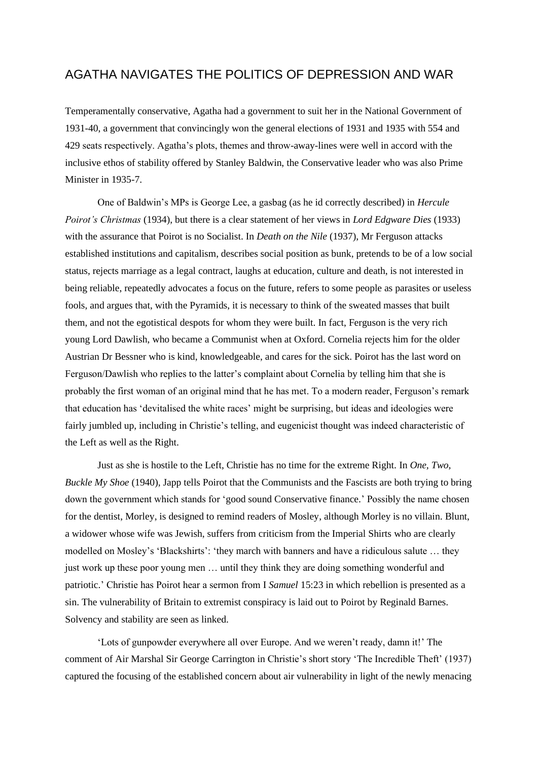# AGATHA NAVIGATES THE POLITICS OF DEPRESSION AND WAR

Temperamentally conservative, Agatha had a government to suit her in the National Government of 1931-40, a government that convincingly won the general elections of 1931 and 1935 with 554 and 429 seats respectively. Agatha's plots, themes and throw-away-lines were well in accord with the inclusive ethos of stability offered by Stanley Baldwin, the Conservative leader who was also Prime Minister in 1935-7.

One of Baldwin's MPs is George Lee, a gasbag (as he id correctly described) in *Hercule Poirot's Christmas* (1934), but there is a clear statement of her views in *Lord Edgware Dies* (1933) with the assurance that Poirot is no Socialist. In *Death on the Nile* (1937), Mr Ferguson attacks established institutions and capitalism, describes social position as bunk, pretends to be of a low social status, rejects marriage as a legal contract, laughs at education, culture and death, is not interested in being reliable, repeatedly advocates a focus on the future, refers to some people as parasites or useless fools, and argues that, with the Pyramids, it is necessary to think of the sweated masses that built them, and not the egotistical despots for whom they were built. In fact, Ferguson is the very rich young Lord Dawlish, who became a Communist when at Oxford. Cornelia rejects him for the older Austrian Dr Bessner who is kind, knowledgeable, and cares for the sick. Poirot has the last word on Ferguson/Dawlish who replies to the latter's complaint about Cornelia by telling him that she is probably the first woman of an original mind that he has met. To a modern reader, Ferguson's remark that education has 'devitalised the white races' might be surprising, but ideas and ideologies were fairly jumbled up, including in Christie's telling, and eugenicist thought was indeed characteristic of the Left as well as the Right.

Just as she is hostile to the Left, Christie has no time for the extreme Right. In *One, Two, Buckle My Shoe* (1940), Japp tells Poirot that the Communists and the Fascists are both trying to bring down the government which stands for 'good sound Conservative finance.' Possibly the name chosen for the dentist, Morley, is designed to remind readers of Mosley, although Morley is no villain. Blunt, a widower whose wife was Jewish, suffers from criticism from the Imperial Shirts who are clearly modelled on Mosley's 'Blackshirts': 'they march with banners and have a ridiculous salute … they just work up these poor young men … until they think they are doing something wonderful and patriotic.' Christie has Poirot hear a sermon from I *Samuel* 15:23 in which rebellion is presented as a sin. The vulnerability of Britain to extremist conspiracy is laid out to Poirot by Reginald Barnes. Solvency and stability are seen as linked.

'Lots of gunpowder everywhere all over Europe. And we weren't ready, damn it!' The comment of Air Marshal Sir George Carrington in Christie's short story 'The Incredible Theft' (1937) captured the focusing of the established concern about air vulnerability in light of the newly menacing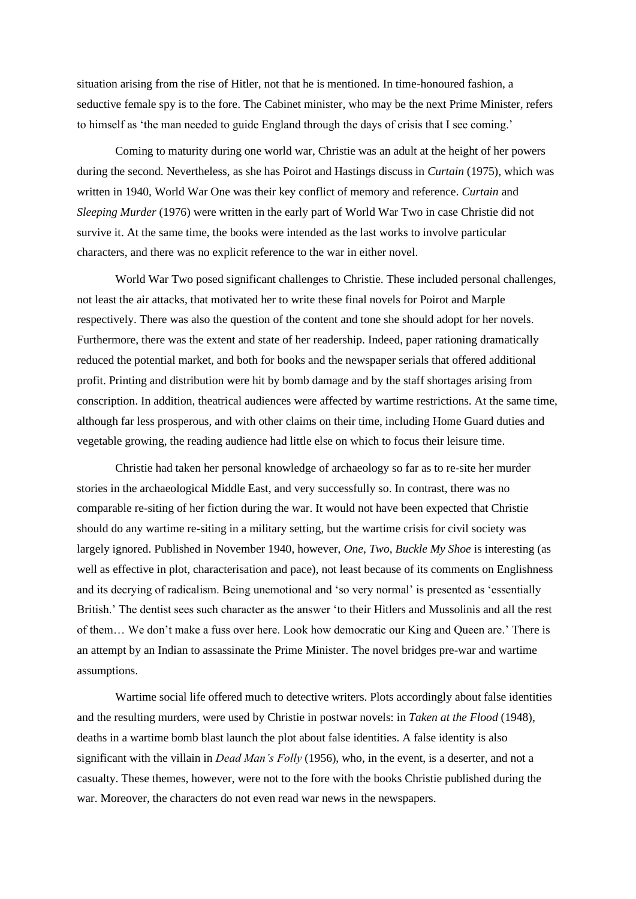situation arising from the rise of Hitler, not that he is mentioned. In time-honoured fashion, a seductive female spy is to the fore. The Cabinet minister, who may be the next Prime Minister, refers to himself as 'the man needed to guide England through the days of crisis that I see coming.'

Coming to maturity during one world war, Christie was an adult at the height of her powers during the second. Nevertheless, as she has Poirot and Hastings discuss in *Curtain* (1975), which was written in 1940, World War One was their key conflict of memory and reference. *Curtain* and *Sleeping Murder* (1976) were written in the early part of World War Two in case Christie did not survive it. At the same time, the books were intended as the last works to involve particular characters, and there was no explicit reference to the war in either novel.

World War Two posed significant challenges to Christie. These included personal challenges, not least the air attacks, that motivated her to write these final novels for Poirot and Marple respectively. There was also the question of the content and tone she should adopt for her novels. Furthermore, there was the extent and state of her readership. Indeed, paper rationing dramatically reduced the potential market, and both for books and the newspaper serials that offered additional profit. Printing and distribution were hit by bomb damage and by the staff shortages arising from conscription. In addition, theatrical audiences were affected by wartime restrictions. At the same time, although far less prosperous, and with other claims on their time, including Home Guard duties and vegetable growing, the reading audience had little else on which to focus their leisure time.

Christie had taken her personal knowledge of archaeology so far as to re-site her murder stories in the archaeological Middle East, and very successfully so. In contrast, there was no comparable re-siting of her fiction during the war. It would not have been expected that Christie should do any wartime re-siting in a military setting, but the wartime crisis for civil society was largely ignored. Published in November 1940, however, *One, Two, Buckle My Shoe* is interesting (as well as effective in plot, characterisation and pace), not least because of its comments on Englishness and its decrying of radicalism. Being unemotional and 'so very normal' is presented as 'essentially British.' The dentist sees such character as the answer 'to their Hitlers and Mussolinis and all the rest of them… We don't make a fuss over here. Look how democratic our King and Queen are.' There is an attempt by an Indian to assassinate the Prime Minister. The novel bridges pre-war and wartime assumptions.

Wartime social life offered much to detective writers. Plots accordingly about false identities and the resulting murders, were used by Christie in postwar novels: in *Taken at the Flood* (1948), deaths in a wartime bomb blast launch the plot about false identities. A false identity is also significant with the villain in *Dead Man's Folly* (1956), who, in the event, is a deserter, and not a casualty. These themes, however, were not to the fore with the books Christie published during the war. Moreover, the characters do not even read war news in the newspapers.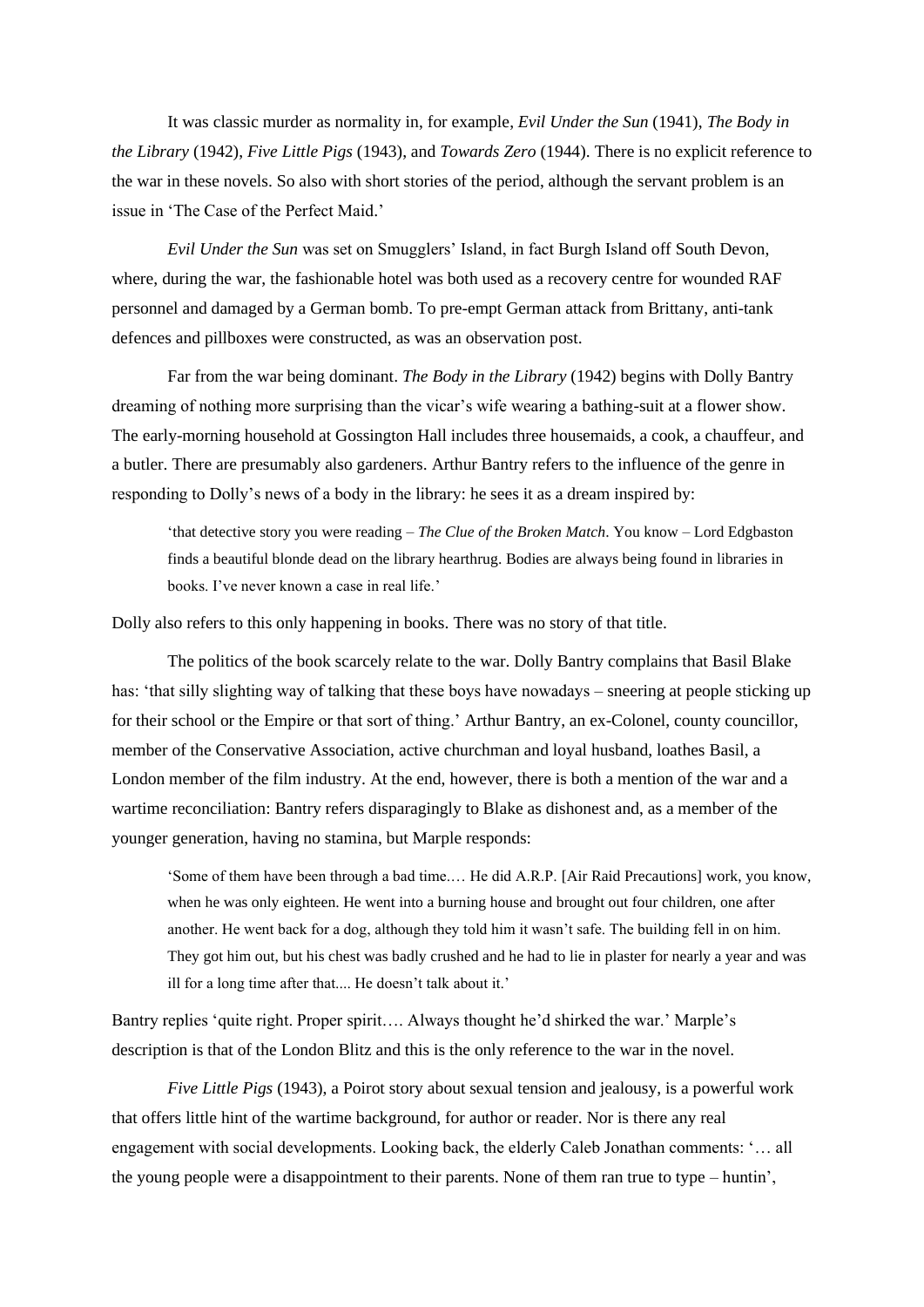It was classic murder as normality in, for example, *Evil Under the Sun* (1941), *The Body in the Library* (1942), *Five Little Pigs* (1943), and *Towards Zero* (1944). There is no explicit reference to the war in these novels. So also with short stories of the period, although the servant problem is an issue in 'The Case of the Perfect Maid.'

*Evil Under the Sun* was set on Smugglers' Island, in fact Burgh Island off South Devon, where, during the war, the fashionable hotel was both used as a recovery centre for wounded RAF personnel and damaged by a German bomb. To pre-empt German attack from Brittany, anti-tank defences and pillboxes were constructed, as was an observation post.

Far from the war being dominant. *The Body in the Library* (1942) begins with Dolly Bantry dreaming of nothing more surprising than the vicar's wife wearing a bathing-suit at a flower show. The early-morning household at Gossington Hall includes three housemaids, a cook, a chauffeur, and a butler. There are presumably also gardeners. Arthur Bantry refers to the influence of the genre in responding to Dolly's news of a body in the library: he sees it as a dream inspired by:

> 'that detective story you were reading – *The Clue of the Broken Match*. You know – Lord Edgbaston finds a beautiful blonde dead on the library hearthrug. Bodies are always being found in libraries in books. I've never known a case in real life.'

Dolly also refers to this only happening in books. There was no story of that title.

The politics of the book scarcely relate to the war. Dolly Bantry complains that Basil Blake has: 'that silly slighting way of talking that these boys have nowadays – sneering at people sticking up for their school or the Empire or that sort of thing.' Arthur Bantry, an ex-Colonel, county councillor, member of the Conservative Association, active churchman and loyal husband, loathes Basil, a London member of the film industry. At the end, however, there is both a mention of the war and a wartime reconciliation: Bantry refers disparagingly to Blake as dishonest and, as a member of the younger generation, having no stamina, but Marple responds:

> 'Some of them have been through a bad time.… He did A.R.P. [Air Raid Precautions] work, you know, when he was only eighteen. He went into a burning house and brought out four children, one after another. He went back for a dog, although they told him it wasn't safe. The building fell in on him. They got him out, but his chest was badly crushed and he had to lie in plaster for nearly a year and was ill for a long time after that.... He doesn't talk about it.'

Bantry replies 'quite right. Proper spirit…. Always thought he'd shirked the war.' Marple's description is that of the London Blitz and this is the only reference to the war in the novel.

*Five Little Pigs* (1943), a Poirot story about sexual tension and jealousy, is a powerful work that offers little hint of the wartime background, for author or reader. Nor is there any real engagement with social developments. Looking back, the elderly Caleb Jonathan comments: '… all the young people were a disappointment to their parents. None of them ran true to type – huntin',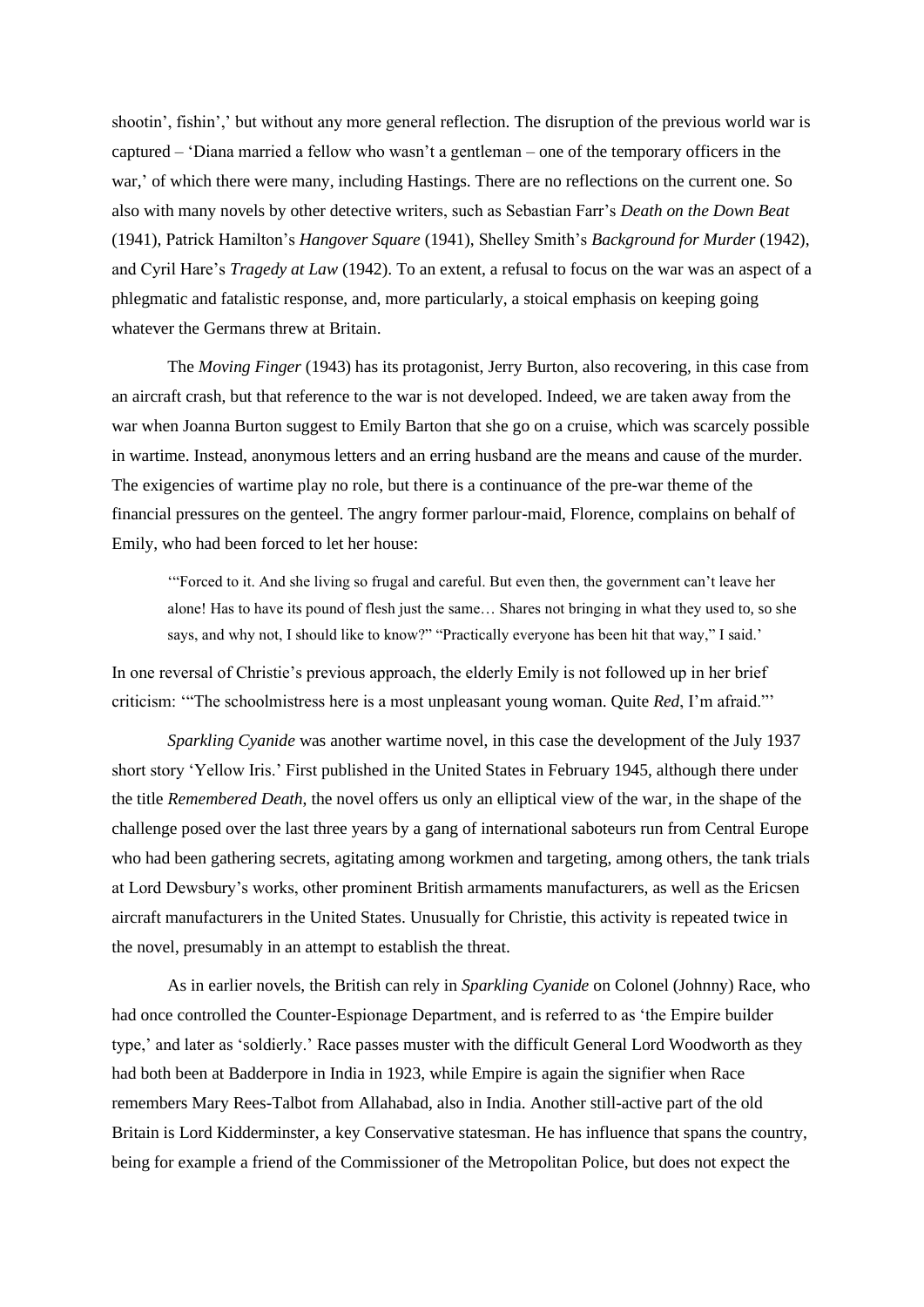shootin', fishin',' but without any more general reflection. The disruption of the previous world war is captured – 'Diana married a fellow who wasn't a gentleman – one of the temporary officers in the war,' of which there were many, including Hastings. There are no reflections on the current one. So also with many novels by other detective writers, such as Sebastian Farr's *Death on the Down Beat* (1941), Patrick Hamilton's *Hangover Square* (1941), Shelley Smith's *Background for Murder* (1942), and Cyril Hare's *Tragedy at Law* (1942). To an extent, a refusal to focus on the war was an aspect of a phlegmatic and fatalistic response, and, more particularly, a stoical emphasis on keeping going whatever the Germans threw at Britain.

The *Moving Finger* (1943) has its protagonist, Jerry Burton, also recovering, in this case from an aircraft crash, but that reference to the war is not developed. Indeed, we are taken away from the war when Joanna Burton suggest to Emily Barton that she go on a cruise, which was scarcely possible in wartime. Instead, anonymous letters and an erring husband are the means and cause of the murder. The exigencies of wartime play no role, but there is a continuance of the pre-war theme of the financial pressures on the genteel. The angry former parlour-maid, Florence, complains on behalf of Emily, who had been forced to let her house:

> '"Forced to it. And she living so frugal and careful. But even then, the government can't leave her alone! Has to have its pound of flesh just the same… Shares not bringing in what they used to, so she says, and why not, I should like to know?" "Practically everyone has been hit that way," I said.'

In one reversal of Christie's previous approach, the elderly Emily is not followed up in her brief criticism: '"The schoolmistress here is a most unpleasant young woman. Quite *Red*, I'm afraid."'

*Sparkling Cyanide* was another wartime novel, in this case the development of the July 1937 short story 'Yellow Iris.' First published in the United States in February 1945, although there under the title *Remembered Death*, the novel offers us only an elliptical view of the war, in the shape of the challenge posed over the last three years by a gang of international saboteurs run from Central Europe who had been gathering secrets, agitating among workmen and targeting, among others, the tank trials at Lord Dewsbury's works, other prominent British armaments manufacturers, as well as the Ericsen aircraft manufacturers in the United States. Unusually for Christie, this activity is repeated twice in the novel, presumably in an attempt to establish the threat.

As in earlier novels, the British can rely in *Sparkling Cyanide* on Colonel (Johnny) Race, who had once controlled the Counter-Espionage Department, and is referred to as 'the Empire builder type,' and later as 'soldierly.' Race passes muster with the difficult General Lord Woodworth as they had both been at Badderpore in India in 1923, while Empire is again the signifier when Race remembers Mary Rees-Talbot from Allahabad, also in India. Another still-active part of the old Britain is Lord Kidderminster, a key Conservative statesman. He has influence that spans the country, being for example a friend of the Commissioner of the Metropolitan Police, but does not expect the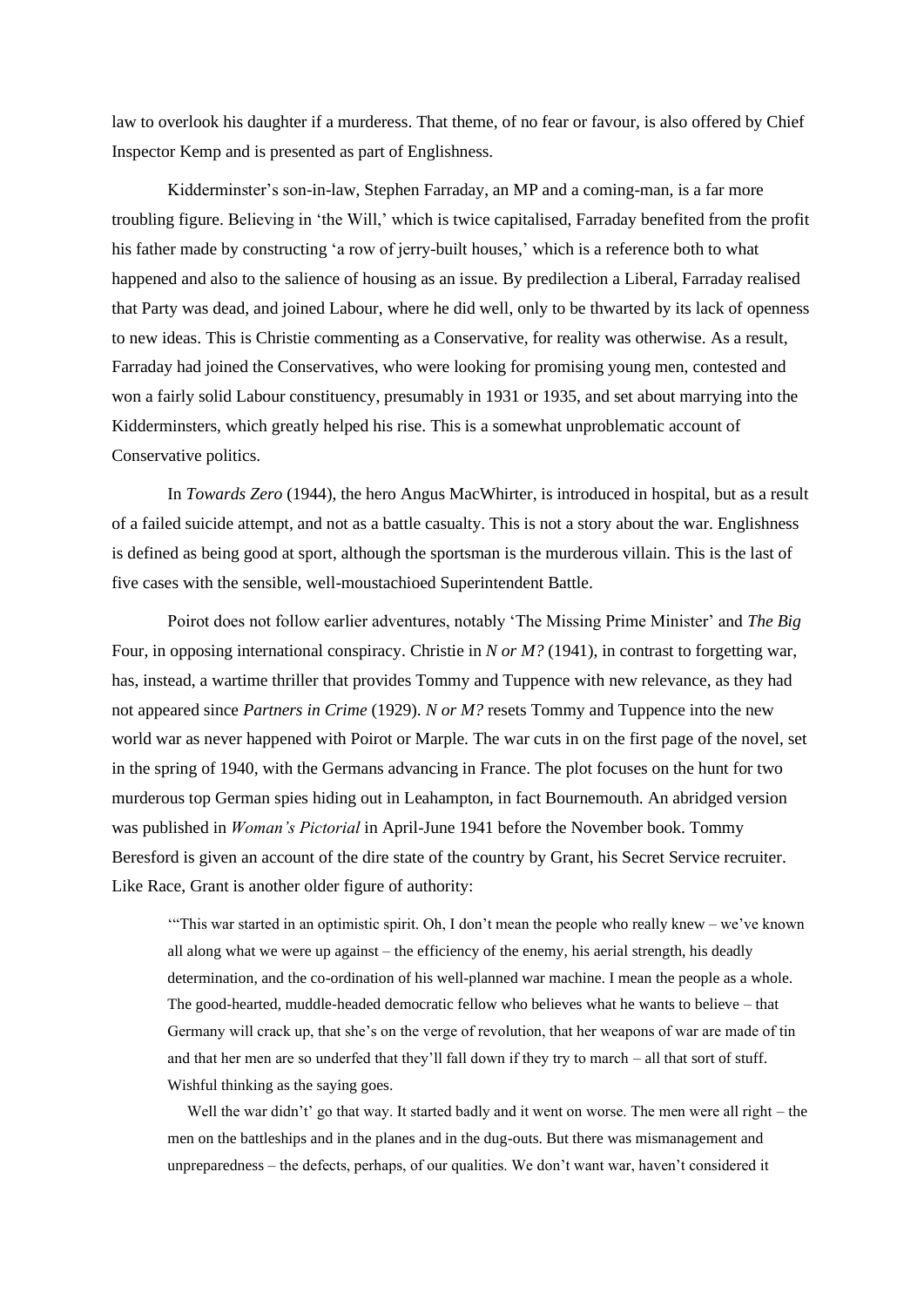law to overlook his daughter if a murderess. That theme, of no fear or favour, is also offered by Chief Inspector Kemp and is presented as part of Englishness.

Kidderminster's son-in-law, Stephen Farraday, an MP and a coming-man, is a far more troubling figure. Believing in 'the Will,' which is twice capitalised, Farraday benefited from the profit his father made by constructing 'a row of jerry-built houses,' which is a reference both to what happened and also to the salience of housing as an issue. By predilection a Liberal, Farraday realised that Party was dead, and joined Labour, where he did well, only to be thwarted by its lack of openness to new ideas. This is Christie commenting as a Conservative, for reality was otherwise. As a result, Farraday had joined the Conservatives, who were looking for promising young men, contested and won a fairly solid Labour constituency, presumably in 1931 or 1935, and set about marrying into the Kidderminsters, which greatly helped his rise. This is a somewhat unproblematic account of Conservative politics.

In *Towards Zero* (1944), the hero Angus MacWhirter, is introduced in hospital, but as a result of a failed suicide attempt, and not as a battle casualty. This is not a story about the war. Englishness is defined as being good at sport, although the sportsman is the murderous villain. This is the last of five cases with the sensible, well-moustachioed Superintendent Battle.

Poirot does not follow earlier adventures, notably 'The Missing Prime Minister' and *The Big* Four, in opposing international conspiracy. Christie in *N or M?* (1941), in contrast to forgetting war, has, instead, a wartime thriller that provides Tommy and Tuppence with new relevance, as they had not appeared since *Partners in Crime* (1929). *N or M?* resets Tommy and Tuppence into the new world war as never happened with Poirot or Marple. The war cuts in on the first page of the novel, set in the spring of 1940, with the Germans advancing in France. The plot focuses on the hunt for two murderous top German spies hiding out in Leahampton, in fact Bournemouth. An abridged version was published in *Woman's Pictorial* in April-June 1941 before the November book. Tommy Beresford is given an account of the dire state of the country by Grant, his Secret Service recruiter. Like Race, Grant is another older figure of authority:

> '"This war started in an optimistic spirit. Oh, I don't mean the people who really knew – we've known all along what we were up against – the efficiency of the enemy, his aerial strength, his deadly determination, and the co-ordination of his well-planned war machine. I mean the people as a whole. The good-hearted, muddle-headed democratic fellow who believes what he wants to believe – that Germany will crack up, that she's on the verge of revolution, that her weapons of war are made of tin and that her men are so underfed that they'll fall down if they try to march – all that sort of stuff. Wishful thinking as the saying goes.
>
> Well the war didn't' go that way. It started badly and it went on worse. The men were all right – the men on the battleships and in the planes and in the dug-outs. But there was mismanagement and unpreparedness – the defects, perhaps, of our qualities. We don't want war, haven't considered it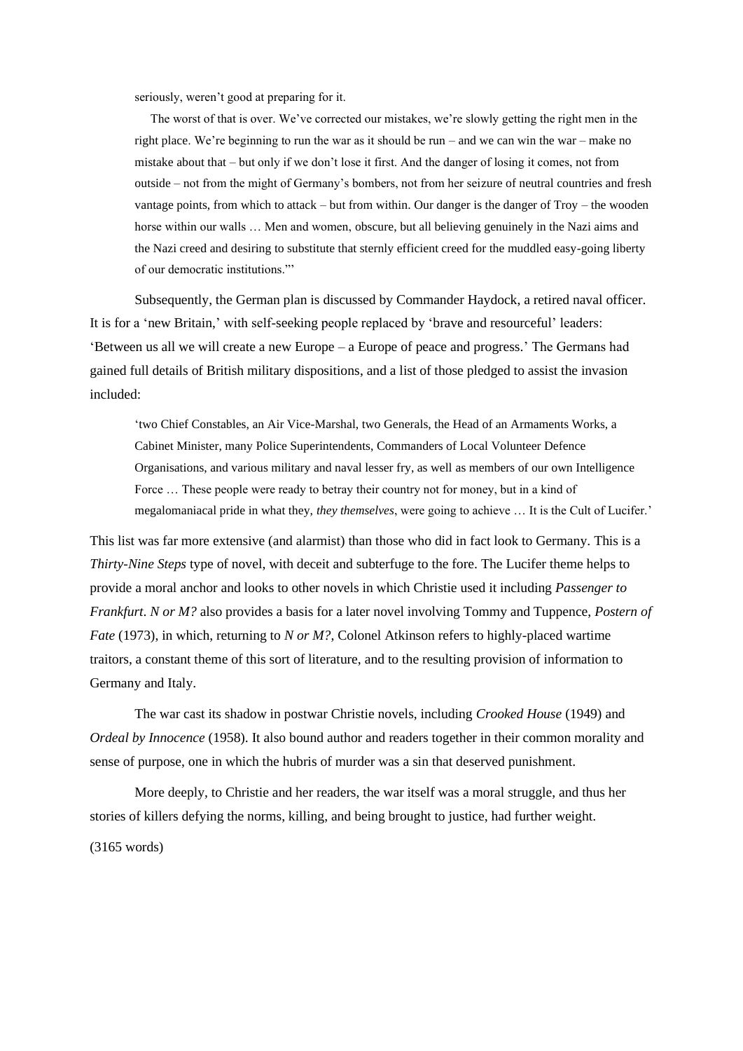> seriously, weren't good at preparing for it.
>
> The worst of that is over. We've corrected our mistakes, we're slowly getting the right men in the right place. We're beginning to run the war as it should be run – and we can win the war – make no mistake about that – but only if we don't lose it first. And the danger of losing it comes, not from outside – not from the might of Germany's bombers, not from her seizure of neutral countries and fresh vantage points, from which to attack – but from within. Our danger is the danger of Troy – the wooden horse within our walls … Men and women, obscure, but all believing genuinely in the Nazi aims and the Nazi creed and desiring to substitute that sternly efficient creed for the muddled easy-going liberty of our democratic institutions."'

Subsequently, the German plan is discussed by Commander Haydock, a retired naval officer. It is for a 'new Britain,' with self-seeking people replaced by 'brave and resourceful' leaders: 'Between us all we will create a new Europe – a Europe of peace and progress.' The Germans had gained full details of British military dispositions, and a list of those pledged to assist the invasion included:

> 'two Chief Constables, an Air Vice-Marshal, two Generals, the Head of an Armaments Works, a Cabinet Minister, many Police Superintendents, Commanders of Local Volunteer Defence Organisations, and various military and naval lesser fry, as well as members of our own Intelligence Force … These people were ready to betray their country not for money, but in a kind of megalomaniacal pride in what they, *they themselves*, were going to achieve … It is the Cult of Lucifer.'

This list was far more extensive (and alarmist) than those who did in fact look to Germany. This is a *Thirty-Nine Steps* type of novel, with deceit and subterfuge to the fore. The Lucifer theme helps to provide a moral anchor and looks to other novels in which Christie used it including *Passenger to Frankfurt*. *N or M?* also provides a basis for a later novel involving Tommy and Tuppence, *Postern of Fate* (1973), in which, returning to *N or M?*, Colonel Atkinson refers to highly-placed wartime traitors, a constant theme of this sort of literature, and to the resulting provision of information to Germany and Italy.

The war cast its shadow in postwar Christie novels, including *Crooked House* (1949) and *Ordeal by Innocence* (1958). It also bound author and readers together in their common morality and sense of purpose, one in which the hubris of murder was a sin that deserved punishment.

More deeply, to Christie and her readers, the war itself was a moral struggle, and thus her stories of killers defying the norms, killing, and being brought to justice, had further weight.

(3165 words)